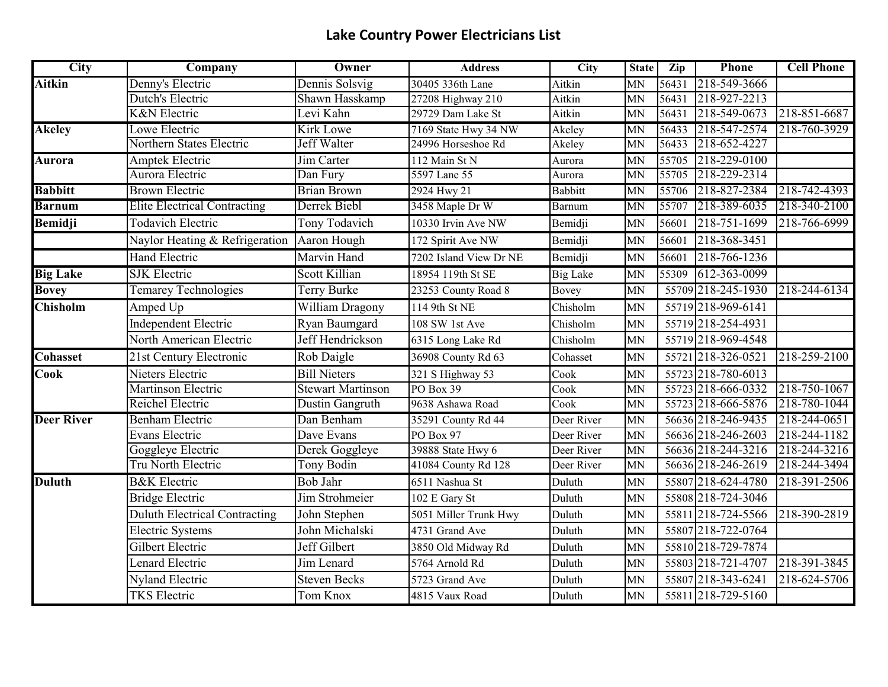# Lake Country Power Electricians List

| City | Company | Owner | Address | City | State | Zip | Phone | Cell Phone |
|---|---|---|---|---|---|---|---|---|
| **Aitkin** | Denny's Electric | Dennis Solsvig | 30405 336th Lane | Aitkin | MN | 56431 | 218-549-3666 | |
| | Dutch's Electric | Shawn Hasskamp | 27208 Highway 210 | Aitkin | MN | 56431 | 218-927-2213 | |
| | K&N Electric | Levi Kahn | 29729 Dam Lake St | Aitkin | MN | 56431 | 218-549-0673 | 218-851-6687 |
| **Akeley** | Lowe Electric | Kirk Lowe | 7169 State Hwy 34 NW | Akeley | MN | 56433 | 218-547-2574 | 218-760-3929 |
| | Northern States Electric | Jeff Walter | 24996 Horseshoe Rd | Akeley | MN | 56433 | 218-652-4227 | |
| **Aurora** | Amptek Electric | Jim Carter | 112 Main St N | Aurora | MN | 55705 | 218-229-0100 | |
| | Aurora Electric | Dan Fury | 5597 Lane 55 | Aurora | MN | 55705 | 218-229-2314 | |
| **Babbitt** | Brown Electric | Brian Brown | 2924 Hwy 21 | Babbitt | MN | 55706 | 218-827-2384 | 218-742-4393 |
| **Barnum** | Elite Electrical Contracting | Derrek Biebl | 3458 Maple Dr W | Barnum | MN | 55707 | 218-389-6035 | 218-340-2100 |
| **Bemidji** | Todavich Electric | Tony Todavich | 10330 Irvin Ave NW | Bemidji | MN | 56601 | 218-751-1699 | 218-766-6999 |
| | Naylor Heating & Refrigeration | Aaron Hough | 172 Spirit Ave NW | Bemidji | MN | 56601 | 218-368-3451 | |
| | Hand Electric | Marvin Hand | 7202 Island View Dr NE | Bemidji | MN | 56601 | 218-766-1236 | |
| **Big Lake** | SJK Electric | Scott Killian | 18954 119th St SE | Big Lake | MN | 55309 | 612-363-0099 | |
| **Bovey** | Temarey Technologies | Terry Burke | 23253 County Road 8 | Bovey | MN | 55709 | 218-245-1930 | 218-244-6134 |
| **Chisholm** | Amped Up | William Dragony | 114 9th St NE | Chisholm | MN | 55719 | 218-969-6141 | |
| | Independent Electric | Ryan Baumgard | 108 SW 1st Ave | Chisholm | MN | 55719 | 218-254-4931 | |
| | North American Electric | Jeff Hendrickson | 6315 Long Lake Rd | Chisholm | MN | 55719 | 218-969-4548 | |
| **Cohasset** | 21st Century Electronic | Rob Daigle | 36908 County Rd 63 | Cohasset | MN | 55721 | 218-326-0521 | 218-259-2100 |
| **Cook** | Nieters Electric | Bill Nieters | 321 S Highway 53 | Cook | MN | 55723 | 218-780-6013 | |
| | Martinson Electric | Stewart Martinson | PO Box 39 | Cook | MN | 55723 | 218-666-0332 | 218-750-1067 |
| | Reichel Electric | Dustin Gangruth | 9638 Ashawa Road | Cook | MN | 55723 | 218-666-5876 | 218-780-1044 |
| **Deer River** | Benham Electric | Dan Benham | 35291 County Rd 44 | Deer River | MN | 56636 | 218-246-9435 | 218-244-0651 |
| | Evans Electric | Dave Evans | PO Box 97 | Deer River | MN | 56636 | 218-246-2603 | 218-244-1182 |
| | Goggleye Electric | Derek Goggleye | 39888 State Hwy 6 | Deer River | MN | 56636 | 218-244-3216 | 218-244-3216 |
| | Tru North Electric | Tony Bodin | 41084 County Rd 128 | Deer River | MN | 56636 | 218-246-2619 | 218-244-3494 |
| **Duluth** | B&K Electric | Bob Jahr | 6511 Nashua St | Duluth | MN | 55807 | 218-624-4780 | 218-391-2506 |
| | Bridge Electric | Jim Strohmeier | 102 E Gary St | Duluth | MN | 55808 | 218-724-3046 | |
| | Duluth Electrical Contracting | John Stephen | 5051 Miller Trunk Hwy | Duluth | MN | 55811 | 218-724-5566 | 218-390-2819 |
| | Electric Systems | John Michalski | 4731 Grand Ave | Duluth | MN | 55807 | 218-722-0764 | |
| | Gilbert Electric | Jeff Gilbert | 3850 Old Midway Rd | Duluth | MN | 55810 | 218-729-7874 | |
| | Lenard Electric | Jim Lenard | 5764 Arnold Rd | Duluth | MN | 55803 | 218-721-4707 | 218-391-3845 |
| | Nyland Electric | Steven Becks | 5723 Grand Ave | Duluth | MN | 55807 | 218-343-6241 | 218-624-5706 |
| | TKS Electric | Tom Knox | 4815 Vaux Road | Duluth | MN | 55811 | 218-729-5160 | |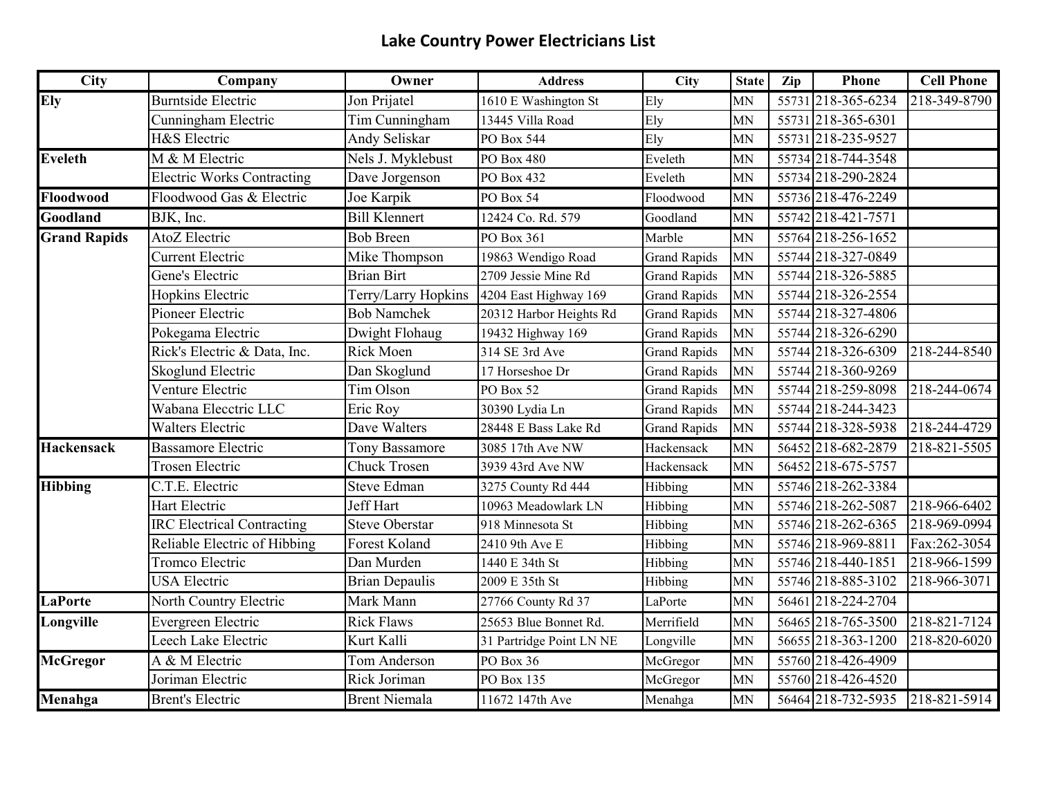## Lake Country Power Electricians List

| City | Company | Owner | Address | City | State | Zip | Phone | Cell Phone |
|---|---|---|---|---|---|---|---|---|
| **Ely** | Burntside Electric | Jon Prijatel | 1610 E Washington St | Ely | MN | 55731 | 218-365-6234 | 218-349-8790 |
| | Cunningham Electric | Tim Cunningham | 13445 Villa Road | Ely | MN | 55731 | 218-365-6301 | |
| | H&S Electric | Andy Seliskar | PO Box 544 | Ely | MN | 55731 | 218-235-9527 | |
| **Eveleth** | M & M Electric | Nels J. Myklebust | PO Box 480 | Eveleth | MN | 55734 | 218-744-3548 | |
| | Electric Works Contracting | Dave Jorgenson | PO Box 432 | Eveleth | MN | 55734 | 218-290-2824 | |
| **Floodwood** | Floodwood Gas & Electric | Joe Karpik | PO Box 54 | Floodwood | MN | 55736 | 218-476-2249 | |
| **Goodland** | BJK, Inc. | Bill Klennert | 12424 Co. Rd. 579 | Goodland | MN | 55742 | 218-421-7571 | |
| **Grand Rapids** | AtoZ Electric | Bob Breen | PO Box 361 | Marble | MN | 55764 | 218-256-1652 | |
| | Current Electric | Mike Thompson | 19863 Wendigo Road | Grand Rapids | MN | 55744 | 218-327-0849 | |
| | Gene's Electric | Brian Birt | 2709 Jessie Mine Rd | Grand Rapids | MN | 55744 | 218-326-5885 | |
| | Hopkins Electric | Terry/Larry Hopkins | 4204 East Highway 169 | Grand Rapids | MN | 55744 | 218-326-2554 | |
| | Pioneer Electric | Bob Namchek | 20312 Harbor Heights Rd | Grand Rapids | MN | 55744 | 218-327-4806 | |
| | Pokegama Electric | Dwight Flohaug | 19432 Highway 169 | Grand Rapids | MN | 55744 | 218-326-6290 | |
| | Rick's Electric & Data, Inc. | Rick Moen | 314 SE 3rd Ave | Grand Rapids | MN | 55744 | 218-326-6309 | 218-244-8540 |
| | Skoglund Electric | Dan Skoglund | 17 Horseshoe Dr | Grand Rapids | MN | 55744 | 218-360-9269 | |
| | Venture Electric | Tim Olson | PO Box 52 | Grand Rapids | MN | 55744 | 218-259-8098 | 218-244-0674 |
| | Wabana Elecctric LLC | Eric Roy | 30390 Lydia Ln | Grand Rapids | MN | 55744 | 218-244-3423 | |
| | Walters Electric | Dave Walters | 28448 E Bass Lake Rd | Grand Rapids | MN | 55744 | 218-328-5938 | 218-244-4729 |
| **Hackensack** | Bassamore Electric | Tony Bassamore | 3085 17th Ave NW | Hackensack | MN | 56452 | 218-682-2879 | 218-821-5505 |
| | Trosen Electric | Chuck Trosen | 3939 43rd Ave NW | Hackensack | MN | 56452 | 218-675-5757 | |
| **Hibbing** | C.T.E. Electric | Steve Edman | 3275 County Rd 444 | Hibbing | MN | 55746 | 218-262-3384 | |
| | Hart Electric | Jeff Hart | 10963 Meadowlark LN | Hibbing | MN | 55746 | 218-262-5087 | 218-966-6402 |
| | IRC Electrical Contracting | Steve Oberstar | 918 Minnesota St | Hibbing | MN | 55746 | 218-262-6365 | 218-969-0994 |
| | Reliable Electric of Hibbing | Forest Koland | 2410 9th Ave E | Hibbing | MN | 55746 | 218-969-8811 | Fax:262-3054 |
| | Tromco Electric | Dan Murden | 1440 E 34th St | Hibbing | MN | 55746 | 218-440-1851 | 218-966-1599 |
| | USA Electric | Brian Depaulis | 2009 E 35th St | Hibbing | MN | 55746 | 218-885-3102 | 218-966-3071 |
| **LaPorte** | North Country Electric | Mark Mann | 27766 County Rd 37 | LaPorte | MN | 56461 | 218-224-2704 | |
| **Longville** | Evergreen Electric | Rick Flaws | 25653 Blue Bonnet Rd. | Merrifield | MN | 56465 | 218-765-3500 | 218-821-7124 |
| | Leech Lake Electric | Kurt Kalli | 31 Partridge Point LN NE | Longville | MN | 56655 | 218-363-1200 | 218-820-6020 |
| **McGregor** | A & M Electric | Tom Anderson | PO Box 36 | McGregor | MN | 55760 | 218-426-4909 | |
| | Joriman Electric | Rick Joriman | PO Box 135 | McGregor | MN | 55760 | 218-426-4520 | |
| **Menahga** | Brent's Electric | Brent Niemala | 11672 147th Ave | Menahga | MN | 56464 | 218-732-5935 | 218-821-5914 |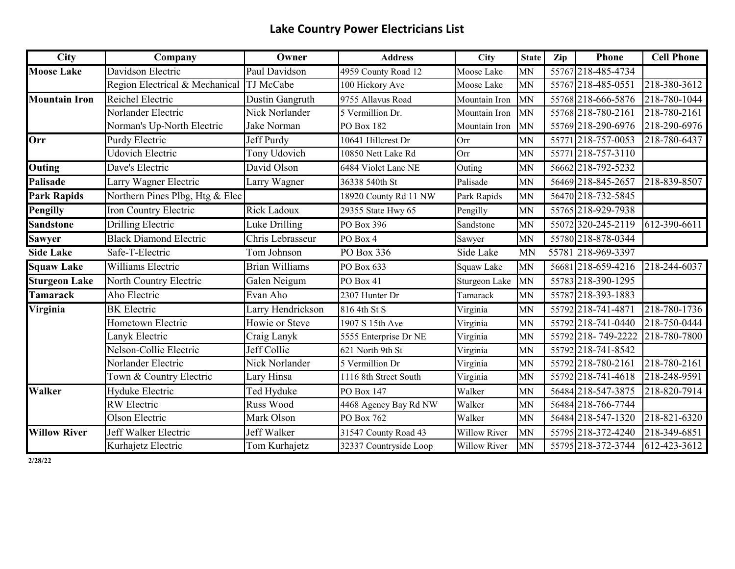# Lake Country Power Electricians List

| City | Company | Owner | Address | City | State | Zip | Phone | Cell Phone |
|---|---|---|---|---|---|---|---|---|
| **Moose Lake** | Davidson Electric | Paul Davidson | 4959 County Road 12 | Moose Lake | MN | 55767 | 218-485-4734 | |
| | Region Electrical & Mechanical | TJ McCabe | 100 Hickory Ave | Moose Lake | MN | 55767 | 218-485-0551 | 218-380-3612 |
| **Mountain Iron** | Reichel Electric | Dustin Gangruth | 9755 Allavus Road | Mountain Iron | MN | 55768 | 218-666-5876 | 218-780-1044 |
| | Norlander Electric | Nick Norlander | 5 Vermillion Dr. | Mountain Iron | MN | 55768 | 218-780-2161 | 218-780-2161 |
| | Norman's Up-North Electric | Jake Norman | PO Box 182 | Mountain Iron | MN | 55769 | 218-290-6976 | 218-290-6976 |
| **Orr** | Purdy Electric | Jeff Purdy | 10641 Hillcrest Dr | Orr | MN | 55771 | 218-757-0053 | 218-780-6437 |
| | Udovich Electric | Tony Udovich | 10850 Nett Lake Rd | Orr | MN | 55771 | 218-757-3110 | |
| **Outing** | Dave's Electric | David Olson | 6484 Violet Lane NE | Outing | MN | 56662 | 218-792-5232 | |
| **Palisade** | Larry Wagner Electric | Larry Wagner | 36338 540th St | Palisade | MN | 56469 | 218-845-2657 | 218-839-8507 |
| **Park Rapids** | Northern Pines Plbg, Htg & Elec | | 18920 County Rd 11 NW | Park Rapids | MN | 56470 | 218-732-5845 | |
| **Pengilly** | Iron Country Electric | Rick Ladoux | 29355 State Hwy 65 | Pengilly | MN | 55765 | 218-929-7938 | |
| **Sandstone** | Drilling Electric | Luke Drilling | PO Box 396 | Sandstone | MN | 55072 | 320-245-2119 | 612-390-6611 |
| **Sawyer** | Black Diamond Electric | Chris Lebrasseur | PO Box 4 | Sawyer | MN | 55780 | 218-878-0344 | |
| **Side Lake** | Safe-T-Electric | Tom Johnson | PO Box 336 | Side Lake | MN | 55781 | 218-969-3397 | |
| **Squaw Lake** | Williams Electric | Brian Williams | PO Box 633 | Squaw Lake | MN | 56681 | 218-659-4216 | 218-244-6037 |
| **Sturgeon Lake** | North Country Electric | Galen Neigum | PO Box 41 | Sturgeon Lake | MN | 55783 | 218-390-1295 | |
| **Tamarack** | Aho Electric | Evan Aho | 2307 Hunter Dr | Tamarack | MN | 55787 | 218-393-1883 | |
| **Virginia** | BK Electric | Larry Hendrickson | 816 4th St S | Virginia | MN | 55792 | 218-741-4871 | 218-780-1736 |
| | Hometown Electric | Howie or Steve | 1907 S 15th Ave | Virginia | MN | 55792 | 218-741-0440 | 218-750-0444 |
| | Lanyk Electric | Craig Lanyk | 5555 Enterprise Dr NE | Virginia | MN | 55792 | 218- 749-2222 | 218-780-7800 |
| | Nelson-Collie Electric | Jeff Collie | 621 North 9th St | Virginia | MN | 55792 | 218-741-8542 | |
| | Norlander Electric | Nick Norlander | 5 Vermillion Dr | Virginia | MN | 55792 | 218-780-2161 | 218-780-2161 |
| | Town & Country Electric | Lary Hinsa | 1116 8th Street South | Virginia | MN | 55792 | 218-741-4618 | 218-248-9591 |
| **Walker** | Hyduke Electric | Ted Hyduke | PO Box 147 | Walker | MN | 56484 | 218-547-3875 | 218-820-7914 |
| | RW Electric | Russ Wood | 4468 Agency Bay Rd NW | Walker | MN | 56484 | 218-766-7744 | |
| | Olson Electric | Mark Olson | PO Box 762 | Walker | MN | 56484 | 218-547-1320 | 218-821-6320 |
| **Willow River** | Jeff Walker Electric | Jeff Walker | 31547 County Road 43 | Willow River | MN | 55795 | 218-372-4240 | 218-349-6851 |
| | Kurhajetz Electric | Tom Kurhajetz | 32337 Countryside Loop | Willow River | MN | 55795 | 218-372-3744 | 612-423-3612 |

2/28/22